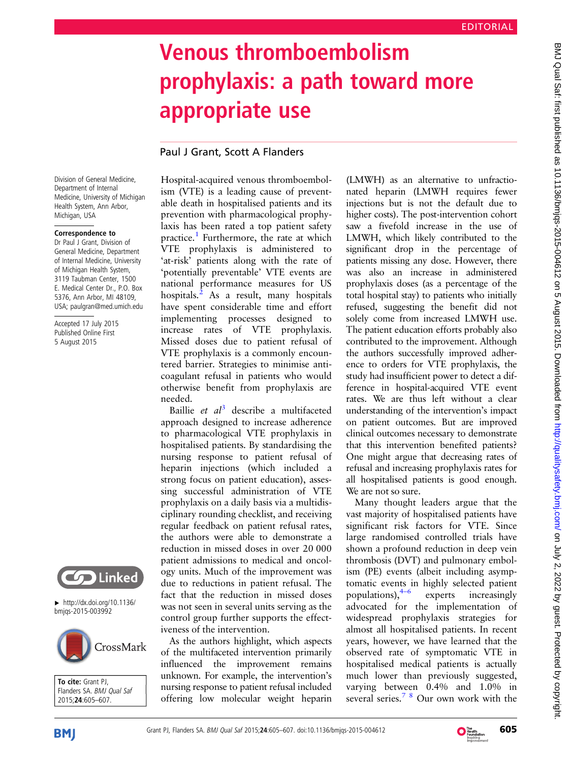EDITORIAL

# Venous thromboembolism prophylaxis: a path toward more appropriate use

Paul J Grant, Scott A Flanders

Division of General Medicine, Department of Internal Medicine, University of Michigan Health System, Ann Arbor, Michigan, USA

**Correspondence to**
Dr Paul J Grant, Division of General Medicine, Department of Internal Medicine, University of Michigan Health System, 3119 Taubman Center, 1500 E. Medical Center Dr., P.O. Box 5376, Ann Arbor, MI 48109, USA; paulgran@med.umich.edu

Accepted 17 July 2015
Published Online First 5 August 2015

▸ http://dx.doi.org/10.1136/bmjqs-2015-003992

**To cite:** Grant PJ, Flanders SA. *BMJ Qual Saf* 2015;**24**:605–607.

Hospital-acquired venous thromboembolism (VTE) is a leading cause of preventable death in hospitalised patients and its prevention with pharmacological prophylaxis has been rated a top patient safety practice.[1] Furthermore, the rate at which VTE prophylaxis is administered to 'at-risk' patients along with the rate of 'potentially preventable' VTE events are national performance measures for US hospitals.[2] As a result, many hospitals have spent considerable time and effort implementing processes designed to increase rates of VTE prophylaxis. Missed doses due to patient refusal of VTE prophylaxis is a commonly encountered barrier. Strategies to minimise anticoagulant refusal in patients who would otherwise benefit from prophylaxis are needed.

Baillie *et al*[3] describe a multifaceted approach designed to increase adherence to pharmacological VTE prophylaxis in hospitalised patients. By standardising the nursing response to patient refusal of heparin injections (which included a strong focus on patient education), assessing successful administration of VTE prophylaxis on a daily basis via a multidisciplinary rounding checklist, and receiving regular feedback on patient refusal rates, the authors were able to demonstrate a reduction in missed doses in over 20 000 patient admissions to medical and oncology units. Much of the improvement was due to reductions in patient refusal. The fact that the reduction in missed doses was not seen in several units serving as the control group further supports the effectiveness of the intervention.

As the authors highlight, which aspects of the multifaceted intervention primarily influenced the improvement remains unknown. For example, the intervention's nursing response to patient refusal included offering low molecular weight heparin (LMWH) as an alternative to unfractionated heparin (LMWH requires fewer injections but is not the default due to higher costs). The post-intervention cohort saw a fivefold increase in the use of LMWH, which likely contributed to the significant drop in the percentage of patients missing any dose. However, there was also an increase in administered prophylaxis doses (as a percentage of the total hospital stay) to patients who initially refused, suggesting the benefit did not solely come from increased LMWH use. The patient education efforts probably also contributed to the improvement. Although the authors successfully improved adherence to orders for VTE prophylaxis, the study had insufficient power to detect a difference in hospital-acquired VTE event rates. We are thus left without a clear understanding of the intervention's impact on patient outcomes. But are improved clinical outcomes necessary to demonstrate that this intervention benefited patients? One might argue that decreasing rates of refusal and increasing prophylaxis rates for all hospitalised patients is good enough. We are not so sure.

Many thought leaders argue that the vast majority of hospitalised patients have significant risk factors for VTE. Since large randomised controlled trials have shown a profound reduction in deep vein thrombosis (DVT) and pulmonary embolism (PE) events (albeit including asymptomatic events in highly selected patient populations),[4–6] experts increasingly advocated for the implementation of widespread prophylaxis strategies for almost all hospitalised patients. In recent years, however, we have learned that the observed rate of symptomatic VTE in hospitalised medical patients is actually much lower than previously suggested, varying between 0.4% and 1.0% in several series.[7,8] Our own work with the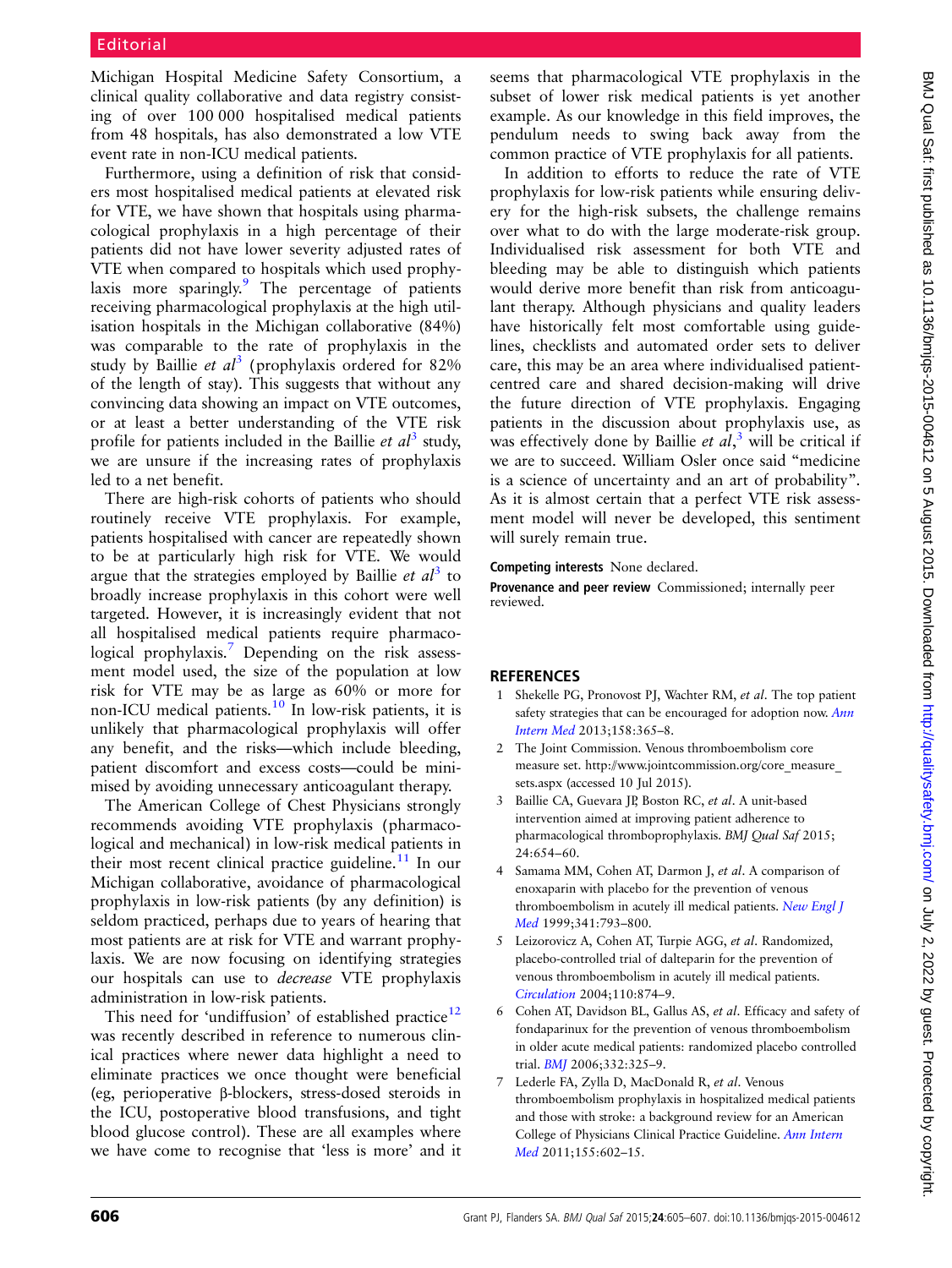Michigan Hospital Medicine Safety Consortium, a clinical quality collaborative and data registry consisting of over 100 000 hospitalised medical patients from 48 hospitals, has also demonstrated a low VTE event rate in non-ICU medical patients.

Furthermore, using a definition of risk that considers most hospitalised medical patients at elevated risk for VTE, we have shown that hospitals using pharmacological prophylaxis in a high percentage of their patients did not have lower severity adjusted rates of VTE when compared to hospitals which used prophylaxis more sparingly.[9] The percentage of patients receiving pharmacological prophylaxis at the high utilisation hospitals in the Michigan collaborative (84%) was comparable to the rate of prophylaxis in the study by Baillie *et al*[3] (prophylaxis ordered for 82% of the length of stay). This suggests that without any convincing data showing an impact on VTE outcomes, or at least a better understanding of the VTE risk profile for patients included in the Baillie *et al*[3] study, we are unsure if the increasing rates of prophylaxis led to a net benefit.

There are high-risk cohorts of patients who should routinely receive VTE prophylaxis. For example, patients hospitalised with cancer are repeatedly shown to be at particularly high risk for VTE. We would argue that the strategies employed by Baillie *et al*[3] to broadly increase prophylaxis in this cohort were well targeted. However, it is increasingly evident that not all hospitalised medical patients require pharmacological prophylaxis.[7] Depending on the risk assessment model used, the size of the population at low risk for VTE may be as large as 60% or more for non-ICU medical patients.[10] In low-risk patients, it is unlikely that pharmacological prophylaxis will offer any benefit, and the risks—which include bleeding, patient discomfort and excess costs—could be minimised by avoiding unnecessary anticoagulant therapy.

The American College of Chest Physicians strongly recommends avoiding VTE prophylaxis (pharmacological and mechanical) in low-risk medical patients in their most recent clinical practice guideline.[11] In our Michigan collaborative, avoidance of pharmacological prophylaxis in low-risk patients (by any definition) is seldom practiced, perhaps due to years of hearing that most patients are at risk for VTE and warrant prophylaxis. We are now focusing on identifying strategies our hospitals can use to *decrease* VTE prophylaxis administration in low-risk patients.

This need for 'undiffusion' of established practice[12] was recently described in reference to numerous clinical practices where newer data highlight a need to eliminate practices we once thought were beneficial (eg, perioperative β-blockers, stress-dosed steroids in the ICU, postoperative blood transfusions, and tight blood glucose control). These are all examples where we have come to recognise that 'less is more' and it seems that pharmacological VTE prophylaxis in the subset of lower risk medical patients is yet another example. As our knowledge in this field improves, the pendulum needs to swing back away from the common practice of VTE prophylaxis for all patients.

In addition to efforts to reduce the rate of VTE prophylaxis for low-risk patients while ensuring delivery for the high-risk subsets, the challenge remains over what to do with the large moderate-risk group. Individualised risk assessment for both VTE and bleeding may be able to distinguish which patients would derive more benefit than risk from anticoagulant therapy. Although physicians and quality leaders have historically felt most comfortable using guidelines, checklists and automated order sets to deliver care, this may be an area where individualised patient-centred care and shared decision-making will drive the future direction of VTE prophylaxis. Engaging patients in the discussion about prophylaxis use, as was effectively done by Baillie *et al*,[3] will be critical if we are to succeed. William Osler once said "medicine is a science of uncertainty and an art of probability". As it is almost certain that a perfect VTE risk assessment model will never be developed, this sentiment will surely remain true.

**Competing interests** None declared.

**Provenance and peer review** Commissioned; internally peer reviewed.

## REFERENCES

1. Shekelle PG, Pronovost PJ, Wachter RM, *et al*. The top patient safety strategies that can be encouraged for adoption now. *Ann Intern Med* 2013;158:365–8.
2. The Joint Commission. Venous thromboembolism core measure set. http://www.jointcommission.org/core_measure_sets.aspx (accessed 10 Jul 2015).
3. Baillie CA, Guevara JP, Boston RC, *et al*. A unit-based intervention aimed at improving patient adherence to pharmacological thromboprophylaxis. *BMJ Qual Saf* 2015; 24:654–60.
4. Samama MM, Cohen AT, Darmon J, *et al*. A comparison of enoxaparin with placebo for the prevention of venous thromboembolism in acutely ill medical patients. *New Engl J Med* 1999;341:793–800.
5. Leizorovicz A, Cohen AT, Turpie AGG, *et al*. Randomized, placebo-controlled trial of dalteparin for the prevention of venous thromboembolism in acutely ill medical patients. *Circulation* 2004;110:874–9.
6. Cohen AT, Davidson BL, Gallus AS, *et al*. Efficacy and safety of fondaparinux for the prevention of venous thromboembolism in older acute medical patients: randomized placebo controlled trial. *BMJ* 2006;332:325–9.
7. Lederle FA, Zylla D, MacDonald R, *et al*. Venous thromboembolism prophylaxis in hospitalized medical patients and those with stroke: a background review for an American College of Physicians Clinical Practice Guideline. *Ann Intern Med* 2011;155:602–15.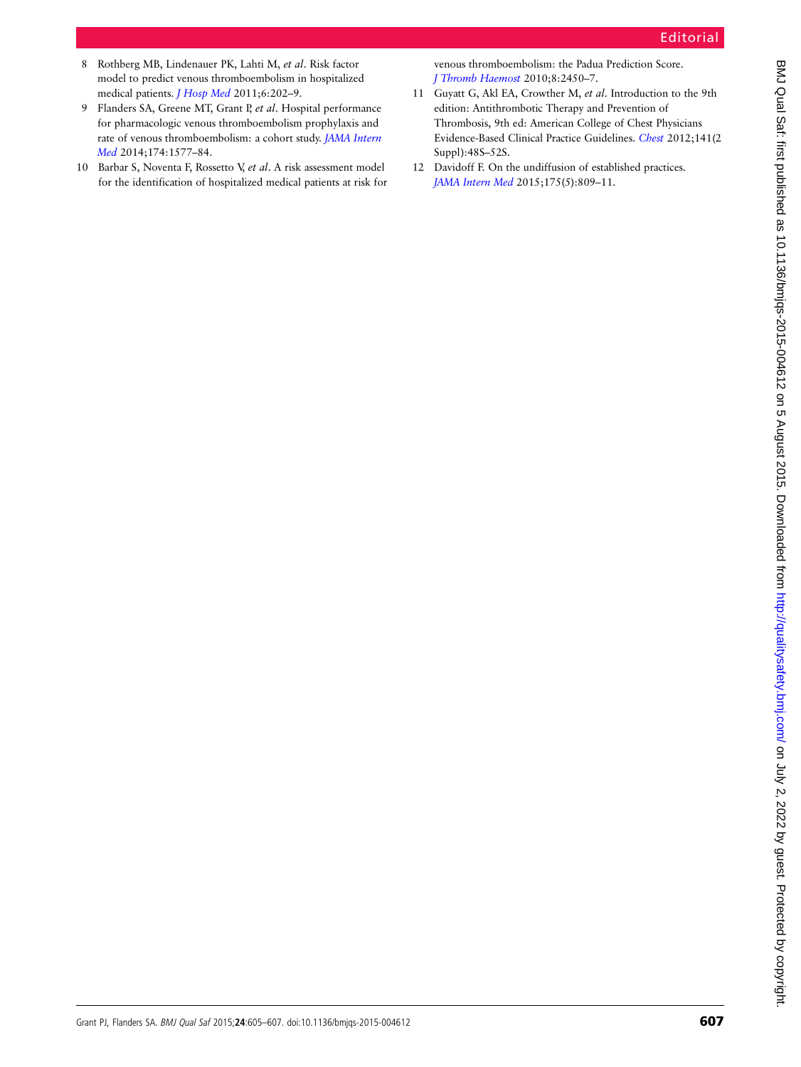8 Rothberg MB, Lindenauer PK, Lahti M, *et al*. Risk factor model to predict venous thromboembolism in hospitalized medical patients. *J Hosp Med* 2011;6:202–9.

9 Flanders SA, Greene MT, Grant P, *et al*. Hospital performance for pharmacologic venous thromboembolism prophylaxis and rate of venous thromboembolism: a cohort study. *JAMA Intern Med* 2014;174:1577–84.

10 Barbar S, Noventa F, Rossetto V, *et al*. A risk assessment model for the identification of hospitalized medical patients at risk for venous thromboembolism: the Padua Prediction Score. *J Thromb Haemost* 2010;8:2450–7.

11 Guyatt G, Akl EA, Crowther M, *et al*. Introduction to the 9th edition: Antithrombotic Therapy and Prevention of Thrombosis, 9th ed: American College of Chest Physicians Evidence-Based Clinical Practice Guidelines. *Chest* 2012;141(2 Suppl):48S–52S.

12 Davidoff F. On the undiffusion of established practices. *JAMA Intern Med* 2015;175(5):809–11.